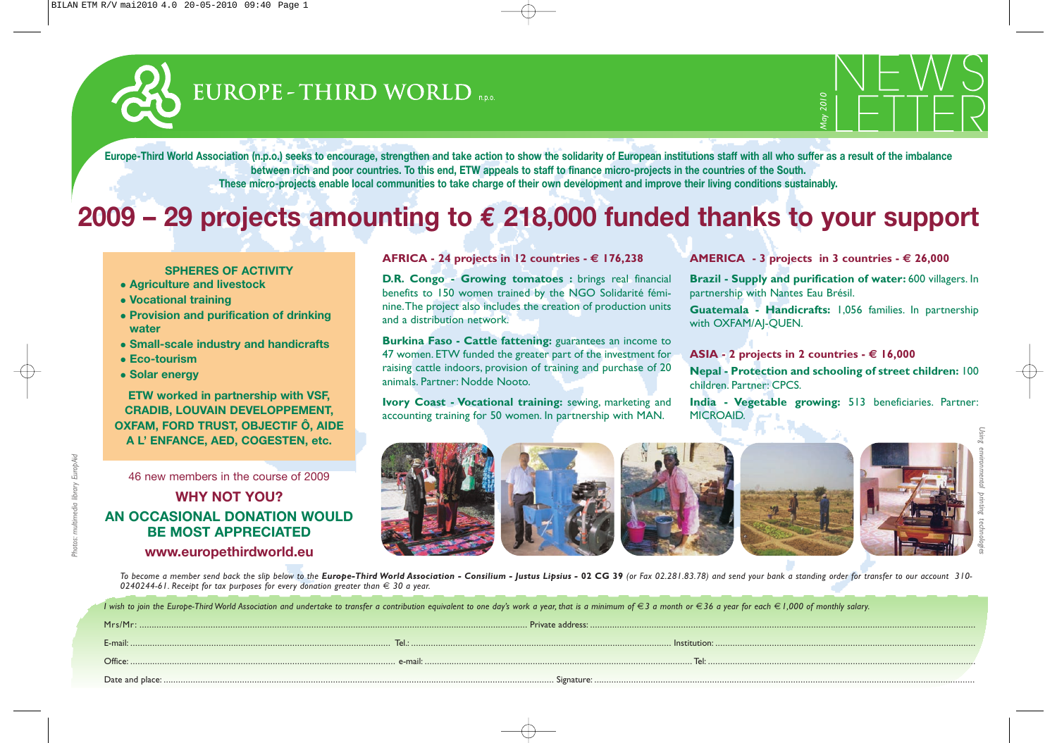# EUROPE - THIRD WORLD n.p.o.

May 2010

NEWS LETTER

**Europe-Third World Association (n.p.o.) seeks to encourage, strengthen and take action to show the solidarity of European institutions staff with all who suffer as a result of the imbalance between rich and poor countries. To this end, ETW appeals to staff to finance micro-projects in the countries of the South. These micro-projects enable local communities to take charge of their own development and improve their living conditions sustainably.**

# 2009 – 29 projects amounting to € 218,000 funded thanks to your support

**SPHERES OF ACTIVITY**

- **Agriculture and livestock**
- **Vocational training**
- **Provision and purification of drinking water**
- **Small-scale industry and handicrafts**
- **Eco-tourism**
- **Solar energy**

**ETW worked in partnership with VSF, CRADIB, LOUVAIN DEVELOPPEMENT, OXFAM, FORD TRUST, OBJECTIF Ô, AIDE A L' ENFANCE, AED, COGESTEN, etc.**

46 new members in the course of 2009

**WHY NOT YOU?**

**AN OCCASIONAL DONATION WOULD BE MOST APPRECIATED**

**www.europethirdworld.eu**

## AFRICA - 24 projects in 12 countries - € 176,238

**D.R. Congo - Growing tomatoes :** brings real financial benefits to 150 women trained by the NGO Solidarité féminine. The project also includes the creation of production units and a distribution network.

**Burkina Faso - Cattle fattening:** guarantees an income to 47 women. ETW funded the greater part of the investment for raising cattle indoors, provision of training and purchase of 20 animals. Partner: Nodde Nooto.

**Ivory Coast - Vocational training:** sewing, marketing and accounting training for 50 women. In partnership with MAN.

## AMERICA - 3 projects in 3 countries - € 26,000

**Brazil - Supply and purification of water:** 600 villagers. In partnership with Nantes Eau Brésil.

**Guatemala - Handicrafts:** 1,056 families. In partnership with OXFAM/AJ-QUEN.

## ASIA - 2 projects in 2 countries - € 16,000

**Nepal - Protection and schooling of street children:** 100 children. Partner: CPCS.

**India - Vegetable growing:** 513 beneficiaries. Partner: MICROAID.

*Photos: multimedia library EuropAid*

*Using environmental printing technologies*

*To become a member send back the slip below to the **Europe-Third World Association - Consilium - Justus Lipsius - 02 CG 39** (or Fax 02.281.83.78) and send your bank a standing order for transfer to our account 310-0240244-61. Receipt for tax purposes for every donation greater than € 30 a year.*

*I wish to join the Europe-Third World Association and undertake to transfer a contribution equivalent to one day's work a year, that is a minimum of € 3 a month or € 36 a year for each € 1,000 of monthly salary.*

Mrs/Mr: ............................................ Private address: ............................................

E-mail: ............................................ Tel.: ............................................ Institution: ............................................

Office: ............................................ e-mail: ............................................ Tel: ............................................

Date and place: ............................................ Signature: ............................................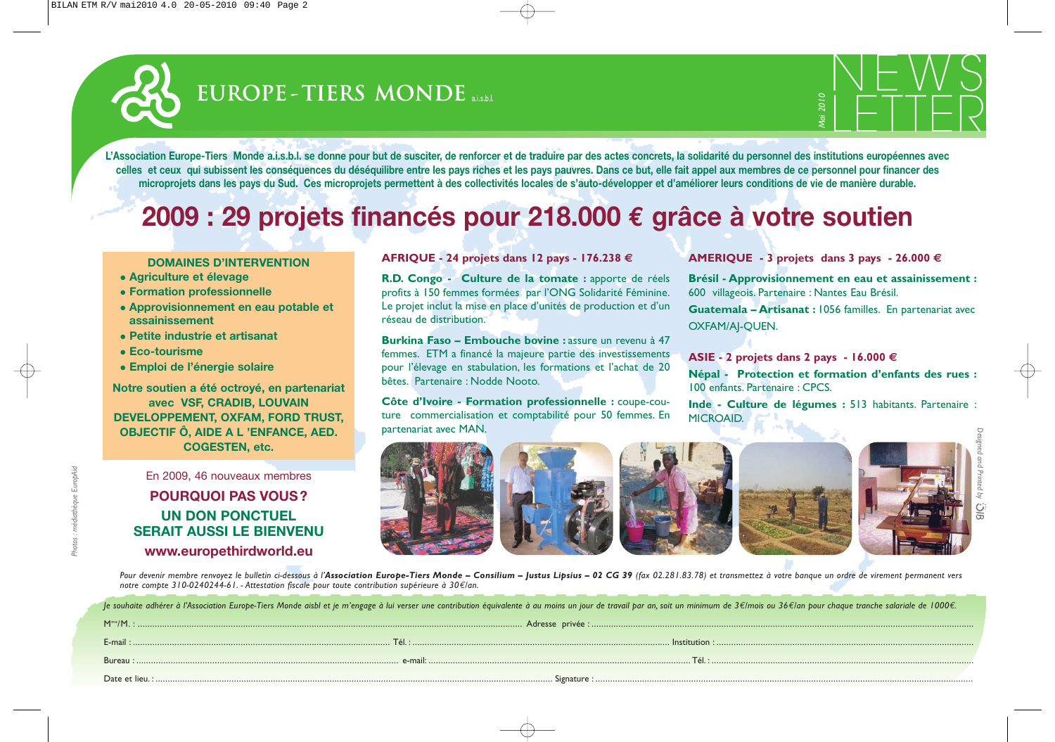# EUROPE-TIERS MONDE a.i.s.b.l.

Mai 2010

NEWS LETTER

**L'Association Europe-Tiers Monde a.i.s.b.l. se donne pour but de susciter, de renforcer et de traduire par des actes concrets, la solidarité du personnel des institutions européennes avec celles et ceux qui subissent les conséquences du déséquilibre entre les pays riches et les pays pauvres. Dans ce but, elle fait appel aux membres de ce personnel pour financer des microprojets dans les pays du Sud. Ces microprojets permettent à des collectivités locales de s'auto-développer et d'améliorer leurs conditions de vie de manière durable.**

# 2009 : 29 projets financés pour 218.000 € grâce à votre soutien

**DOMAINES D'INTERVENTION**

- **Agriculture et élevage**
- **Formation professionnelle**
- **Approvisionnement en eau potable et assainissement**
- **Petite industrie et artisanat**
- **Eco-tourisme**
- **Emploi de l'énergie solaire**

**Notre soutien a été octroyé, en partenariat avec VSF, CRADIB, LOUVAIN DEVELOPPEMENT, OXFAM, FORD TRUST, OBJECTIF Ô, AIDE A L'ENFANCE, AED. COGESTEN, etc.**

En 2009, 46 nouveaux membres

**POURQUOI PAS VOUS ?**

**UN DON PONCTUEL SERAIT AUSSI LE BIENVENU**

**www.europethirdworld.eu**

## AFRIQUE - 24 projets dans 12 pays - 176.238 €

**R.D. Congo - Culture de la tomate :** apporte de réels profits à 150 femmes formées par l'ONG Solidarité Féminine. Le projet inclut la mise en place d'unités de production et d'un réseau de distribution.

**Burkina Faso – Embouche bovine :** assure un revenu à 47 femmes. ETM a financé la majeure partie des investissements pour l'élevage en stabulation, les formations et l'achat de 20 bêtes. Partenaire : Nodde Nooto.

**Côte d'Ivoire - Formation professionnelle :** coupe-couture commercialisation et comptabilité pour 50 femmes. En partenariat avec MAN.

## AMERIQUE - 3 projets dans 3 pays - 26.000 €

**Brésil - Approvisionnement en eau et assainissement :** 600 villageois. Partenaire : Nantes Eau Brésil.

**Guatemala – Artisanat :** 1056 familles. En partenariat avec OXFAM/AJ-QUEN.

## ASIE - 2 projets dans 2 pays - 16.000 €

**Népal - Protection et formation d'enfants des rues :** 100 enfants. Partenaire : CPCS.

**Inde - Culture de légumes :** 513 habitants. Partenaire : MICROAID.

Photos : médiathèque EuropAid

Designed and Printed by OIB

*Pour devenir membre renvoyez le bulletin ci-dessous à l'**Association Europe-Tiers Monde – Consilium – Justus Lipsius – 02 CG 39** (fax 02.281.83.78) et transmettez à votre banque un ordre de virement permanent vers notre compte 310-0240244-61. - Attestation fiscale pour toute contribution supérieure à 30€/an.*

*Je souhaite adhérer à l'Association Europe-Tiers Monde aisbl et je m'engage à lui verser une contribution équivalente à au moins un jour de travail par an, soit un minimum de 3€/mois ou 36€/an pour chaque tranche salariale de 1000€.*

Mme/M. : .................................................. Adresse privée : ..................................................

E-mail : .................................................. Tél. : .................................................. Institution : ..................................................

Bureau : .................................................. e-mail: .................................................. Tél. : ..................................................

Date et lieu. : .................................................. Signature : ..................................................